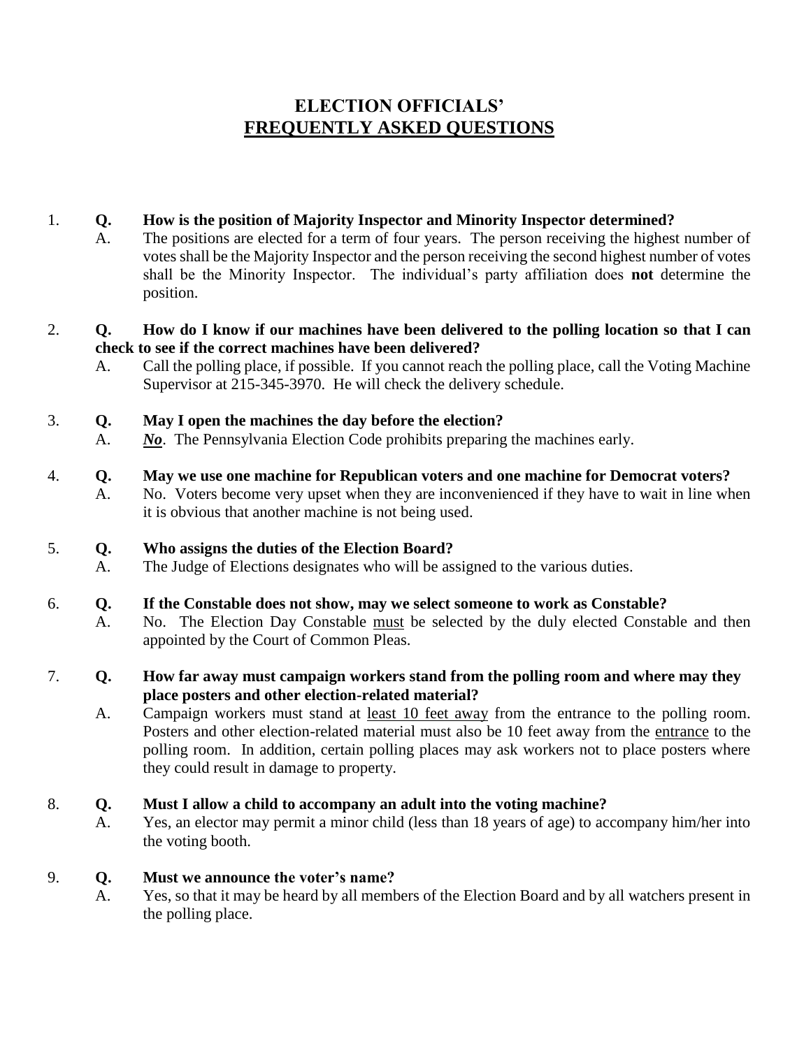# ELECTION OFFICIALS' FREQUENTLY ASKED QUESTIONS

1. **Q. How is the position of Majority Inspector and Minority Inspector determined?**

   A. The positions are elected for a term of four years. The person receiving the highest number of votes shall be the Majority Inspector and the person receiving the second highest number of votes shall be the Minority Inspector. The individual's party affiliation does **not** determine the position.

2. **Q. How do I know if our machines have been delivered to the polling location so that I can check to see if the correct machines have been delivered?**

   A. Call the polling place, if possible. If you cannot reach the polling place, call the Voting Machine Supervisor at 215-345-3970. He will check the delivery schedule.

3. **Q. May I open the machines the day before the election?**

   A. ***No***. The Pennsylvania Election Code prohibits preparing the machines early.

4. **Q. May we use one machine for Republican voters and one machine for Democrat voters?**

   A. No. Voters become very upset when they are inconvenienced if they have to wait in line when it is obvious that another machine is not being used.

5. **Q. Who assigns the duties of the Election Board?**

   A. The Judge of Elections designates who will be assigned to the various duties.

6. **Q. If the Constable does not show, may we select someone to work as Constable?**

   A. No. The Election Day Constable must be selected by the duly elected Constable and then appointed by the Court of Common Pleas.

7. **Q. How far away must campaign workers stand from the polling room and where may they place posters and other election-related material?**

   A. Campaign workers must stand at least 10 feet away from the entrance to the polling room. Posters and other election-related material must also be 10 feet away from the entrance to the polling room. In addition, certain polling places may ask workers not to place posters where they could result in damage to property.

8. **Q. Must I allow a child to accompany an adult into the voting machine?**

   A. Yes, an elector may permit a minor child (less than 18 years of age) to accompany him/her into the voting booth.

9. **Q. Must we announce the voter's name?**

   A. Yes, so that it may be heard by all members of the Election Board and by all watchers present in the polling place.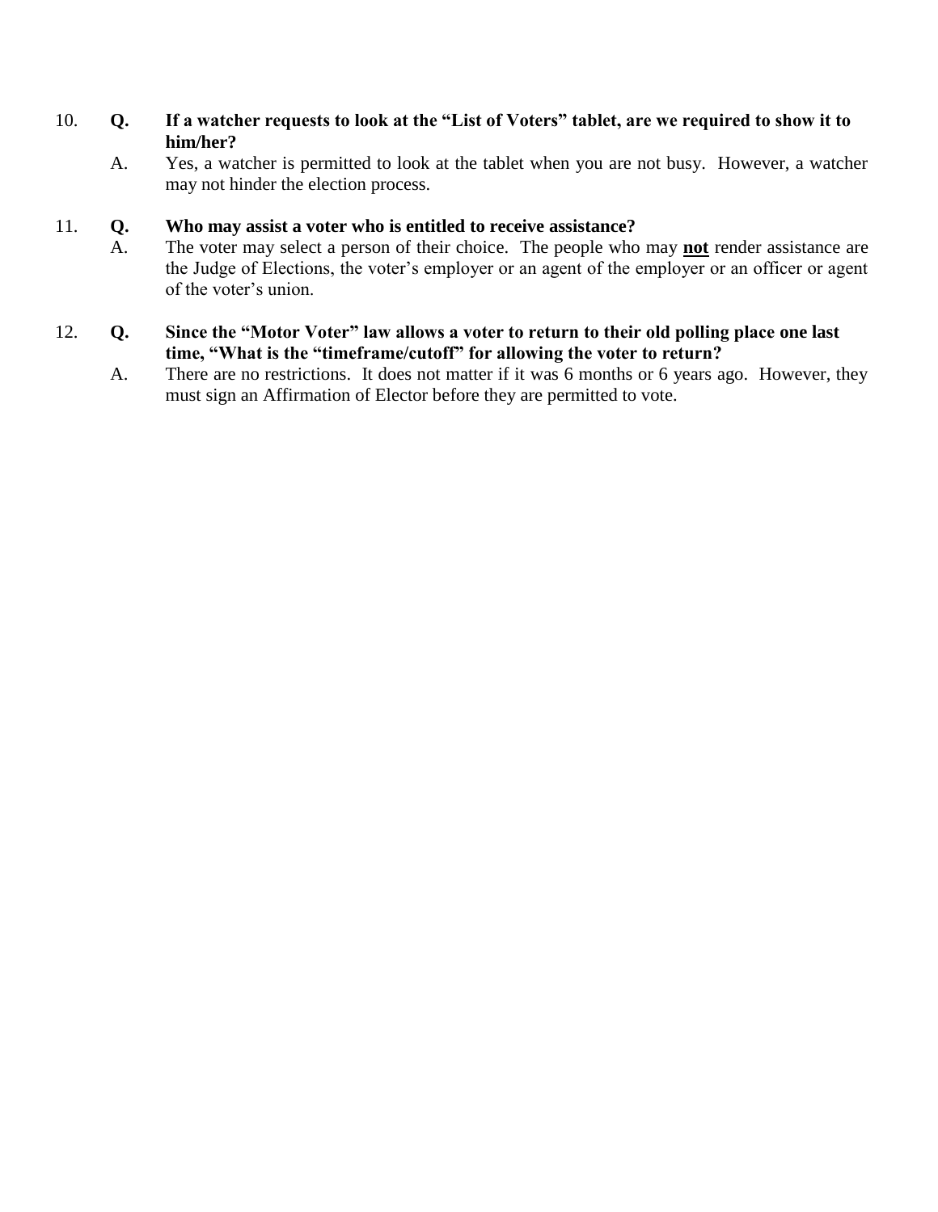10. **Q. If a watcher requests to look at the "List of Voters" tablet, are we required to show it to him/her?**

    A. Yes, a watcher is permitted to look at the tablet when you are not busy. However, a watcher may not hinder the election process.

11. **Q. Who may assist a voter who is entitled to receive assistance?**

    A. The voter may select a person of their choice. The people who may **not** render assistance are the Judge of Elections, the voter's employer or an agent of the employer or an officer or agent of the voter's union.

12. **Q. Since the "Motor Voter" law allows a voter to return to their old polling place one last time, "What is the "timeframe/cutoff" for allowing the voter to return?**

    A. There are no restrictions. It does not matter if it was 6 months or 6 years ago. However, they must sign an Affirmation of Elector before they are permitted to vote.